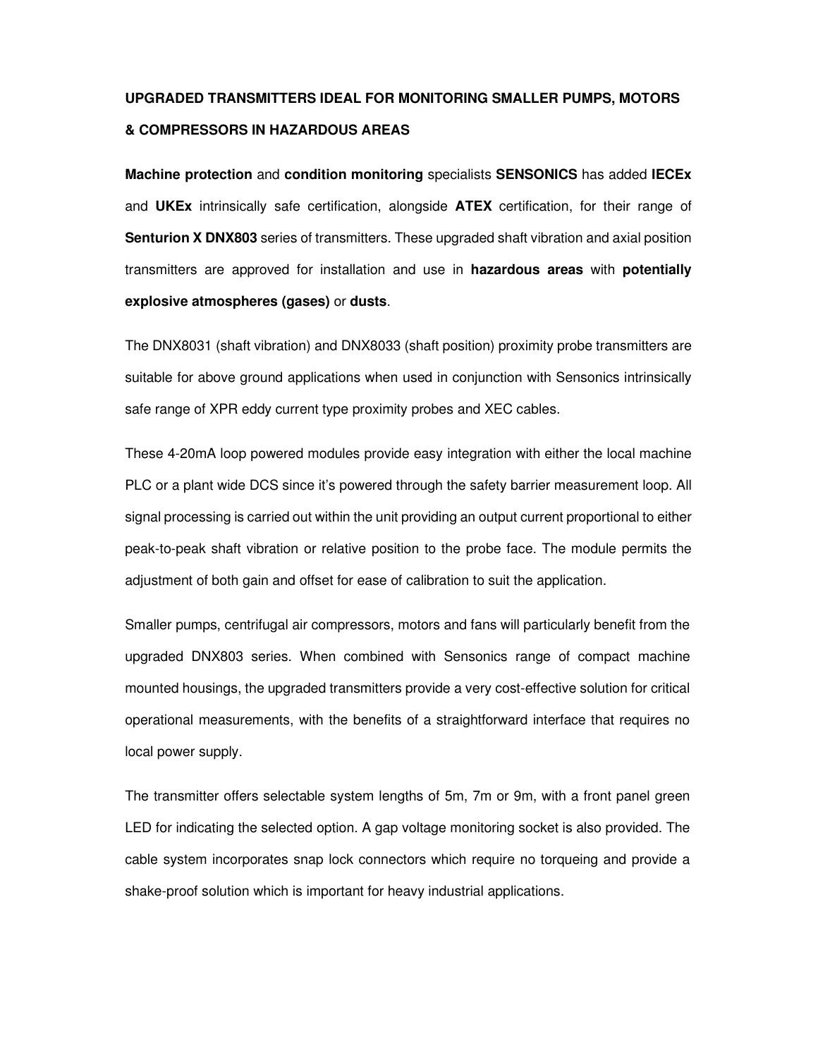# UPGRADED TRANSMITTERS IDEAL FOR MONITORING SMALLER PUMPS, MOTORS & COMPRESSORS IN HAZARDOUS AREAS

**Machine protection** and **condition monitoring** specialists **SENSONICS** has added **IECEx** and **UKEx** intrinsically safe certification, alongside **ATEX** certification, for their range of **Senturion X DNX803** series of transmitters. These upgraded shaft vibration and axial position transmitters are approved for installation and use in **hazardous areas** with **potentially explosive atmospheres (gases)** or **dusts**.

The DNX8031 (shaft vibration) and DNX8033 (shaft position) proximity probe transmitters are suitable for above ground applications when used in conjunction with Sensonics intrinsically safe range of XPR eddy current type proximity probes and XEC cables.

These 4-20mA loop powered modules provide easy integration with either the local machine PLC or a plant wide DCS since it's powered through the safety barrier measurement loop. All signal processing is carried out within the unit providing an output current proportional to either peak-to-peak shaft vibration or relative position to the probe face. The module permits the adjustment of both gain and offset for ease of calibration to suit the application.

Smaller pumps, centrifugal air compressors, motors and fans will particularly benefit from the upgraded DNX803 series. When combined with Sensonics range of compact machine mounted housings, the upgraded transmitters provide a very cost-effective solution for critical operational measurements, with the benefits of a straightforward interface that requires no local power supply.

The transmitter offers selectable system lengths of 5m, 7m or 9m, with a front panel green LED for indicating the selected option. A gap voltage monitoring socket is also provided. The cable system incorporates snap lock connectors which require no torqueing and provide a shake-proof solution which is important for heavy industrial applications.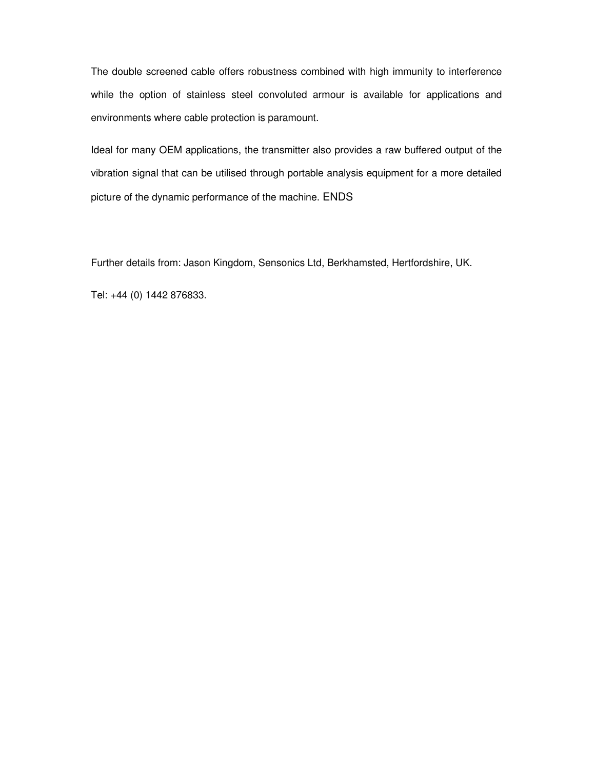The double screened cable offers robustness combined with high immunity to interference while the option of stainless steel convoluted armour is available for applications and environments where cable protection is paramount.

Ideal for many OEM applications, the transmitter also provides a raw buffered output of the vibration signal that can be utilised through portable analysis equipment for a more detailed picture of the dynamic performance of the machine. ENDS

Further details from: Jason Kingdom, Sensonics Ltd, Berkhamsted, Hertfordshire, UK.

Tel: +44 (0) 1442 876833.